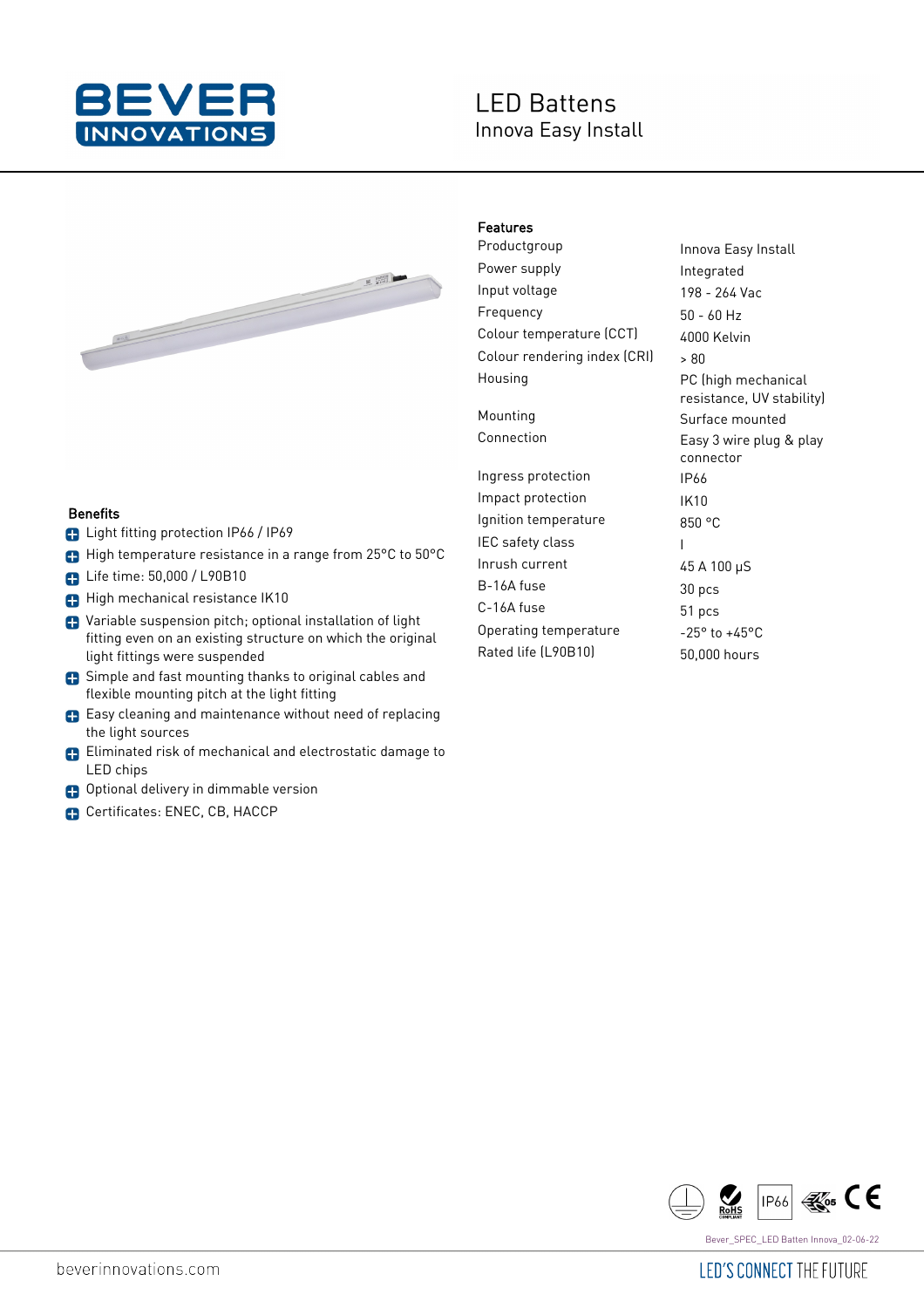# LED Battens

## Innova Easy Install

## Features

| Feature | Value |
|---|---|
| Productgroup | Innova Easy Install |
| Power supply | Integrated |
| Input voltage | 198 - 264 Vac |
| Frequency | 50 - 60 Hz |
| Colour temperature (CCT) | 4000 Kelvin |
| Colour rendering index (CRI) | > 80 |
| Housing | PC (high mechanical resistance, UV stability) |
| Mounting | Surface mounted |
| Connection | Easy 3 wire plug & play connector |
| Ingress protection | IP66 |
| Impact protection | IK10 |
| Ignition temperature | 850 °C |
| IEC safety class | I |
| Inrush current | 45 A 100 µS |
| B-16A fuse | 30 pcs |
| C-16A fuse | 51 pcs |
| Operating temperature | -25° to +45°C |
| Rated life (L90B10) | 50,000 hours |

## Benefits

- Light fitting protection IP66 / IP69
- High temperature resistance in a range from 25°C to 50°C
- Life time: 50,000 / L90B10
- High mechanical resistance IK10
- Variable suspension pitch; optional installation of light fitting even on an existing structure on which the original light fittings were suspended
- Simple and fast mounting thanks to original cables and flexible mounting pitch at the light fitting
- Easy cleaning and maintenance without need of replacing the light sources
- Eliminated risk of mechanical and electrostatic damage to LED chips
- Optional delivery in dimmable version
- Certificates: ENEC, CB, HACCP

IP66

Bever_SPEC_LED Batten Innova_02-06-22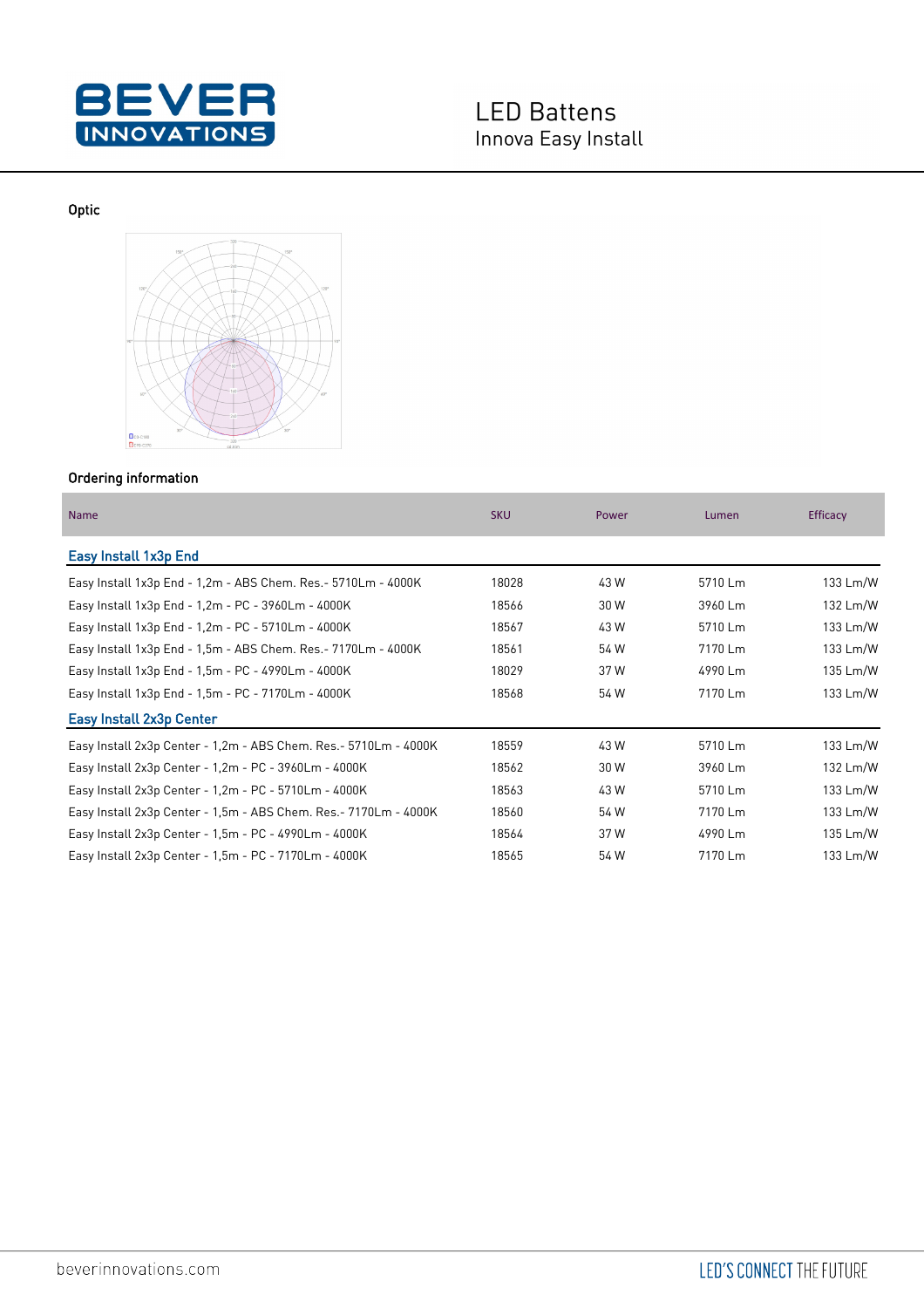# LED Battens
## Innova Easy Install

### Optic

### Ordering information

| Name | SKU | Power | Lumen | Efficacy |
|---|---|---|---|---|
| **Easy Install 1x3p End** | | | | |
| Easy Install 1x3p End - 1,2m - ABS Chem. Res.- 5710Lm - 4000K | 18028 | 43 W | 5710 Lm | 133 Lm/W |
| Easy Install 1x3p End - 1,2m - PC - 3960Lm - 4000K | 18566 | 30 W | 3960 Lm | 132 Lm/W |
| Easy Install 1x3p End - 1,2m - PC - 5710Lm - 4000K | 18567 | 43 W | 5710 Lm | 133 Lm/W |
| Easy Install 1x3p End - 1,5m - ABS Chem. Res.- 7170Lm - 4000K | 18561 | 54 W | 7170 Lm | 133 Lm/W |
| Easy Install 1x3p End - 1,5m - PC - 4990Lm - 4000K | 18029 | 37 W | 4990 Lm | 135 Lm/W |
| Easy Install 1x3p End - 1,5m - PC - 7170Lm - 4000K | 18568 | 54 W | 7170 Lm | 133 Lm/W |
| **Easy Install 2x3p Center** | | | | |
| Easy Install 2x3p Center - 1,2m - ABS Chem. Res.- 5710Lm - 4000K | 18559 | 43 W | 5710 Lm | 133 Lm/W |
| Easy Install 2x3p Center - 1,2m - PC - 3960Lm - 4000K | 18562 | 30 W | 3960 Lm | 132 Lm/W |
| Easy Install 2x3p Center - 1,2m - PC - 5710Lm - 4000K | 18563 | 43 W | 5710 Lm | 133 Lm/W |
| Easy Install 2x3p Center - 1,5m - ABS Chem. Res.- 7170Lm - 4000K | 18560 | 54 W | 7170 Lm | 133 Lm/W |
| Easy Install 2x3p Center - 1,5m - PC - 4990Lm - 4000K | 18564 | 37 W | 4990 Lm | 135 Lm/W |
| Easy Install 2x3p Center - 1,5m - PC - 7170Lm - 4000K | 18565 | 54 W | 7170 Lm | 133 Lm/W |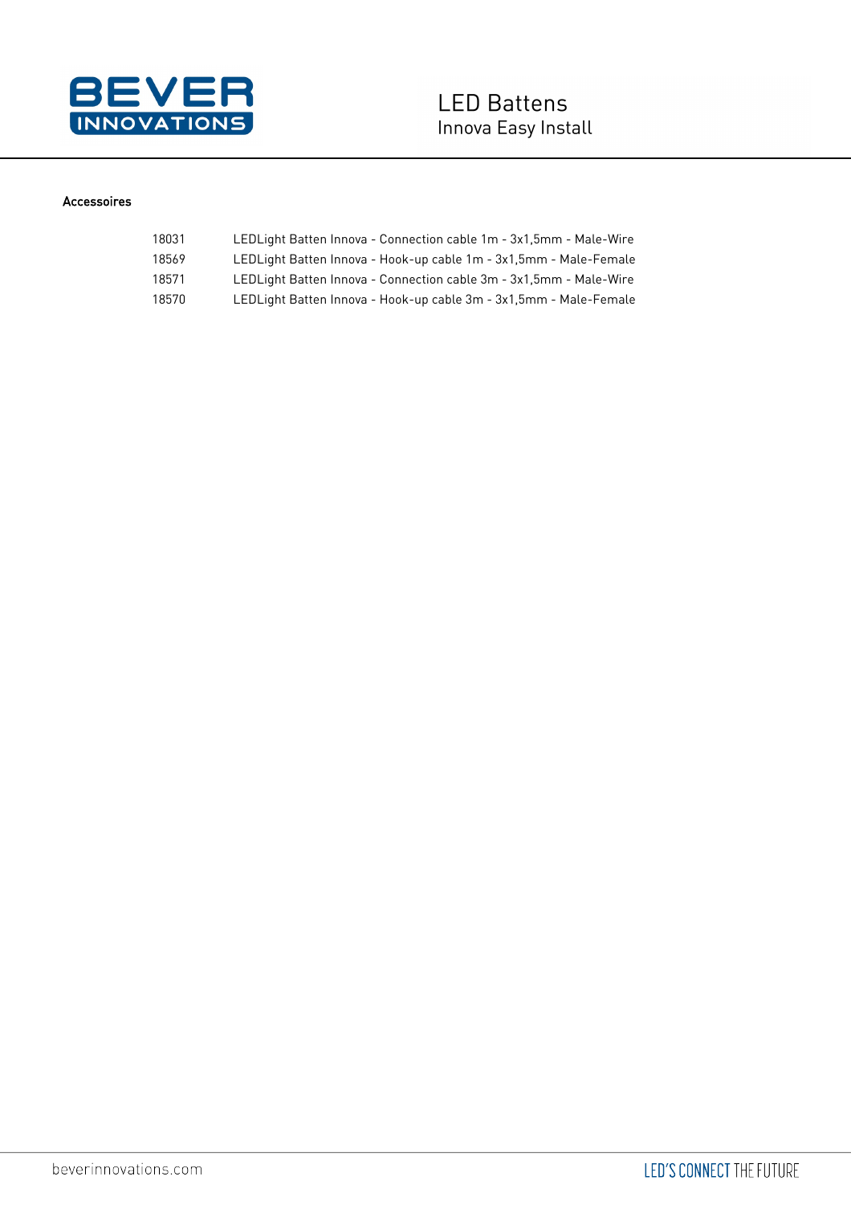## Accessoires

| | |
|---|---|
| 18031 | LEDLight Batten Innova - Connection cable 1m - 3x1,5mm - Male-Wire |
| 18569 | LEDLight Batten Innova - Hook-up cable 1m - 3x1,5mm - Male-Female |
| 18571 | LEDLight Batten Innova - Connection cable 3m - 3x1,5mm - Male-Wire |
| 18570 | LEDLight Batten Innova - Hook-up cable 3m - 3x1,5mm - Male-Female |